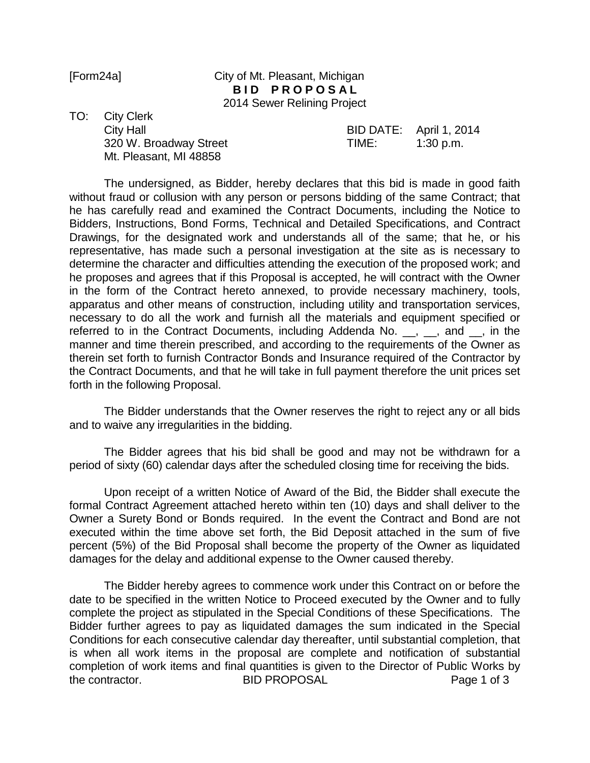[Form24a]

City of Mt. Pleasant, Michigan

# B I D   P R O P O S A L

2014 Sewer Relining Project

TO: City Clerk
City Hall
320 W. Broadway Street
Mt. Pleasant, MI 48858

BID DATE: April 1, 2014
TIME: 1:30 p.m.

The undersigned, as Bidder, hereby declares that this bid is made in good faith without fraud or collusion with any person or persons bidding of the same Contract; that he has carefully read and examined the Contract Documents, including the Notice to Bidders, Instructions, Bond Forms, Technical and Detailed Specifications, and Contract Drawings, for the designated work and understands all of the same; that he, or his representative, has made such a personal investigation at the site as is necessary to determine the character and difficulties attending the execution of the proposed work; and he proposes and agrees that if this Proposal is accepted, he will contract with the Owner in the form of the Contract hereto annexed, to provide necessary machinery, tools, apparatus and other means of construction, including utility and transportation services, necessary to do all the work and furnish all the materials and equipment specified or referred to in the Contract Documents, including Addenda No. __, __, and __, in the manner and time therein prescribed, and according to the requirements of the Owner as therein set forth to furnish Contractor Bonds and Insurance required of the Contractor by the Contract Documents, and that he will take in full payment therefore the unit prices set forth in the following Proposal.

The Bidder understands that the Owner reserves the right to reject any or all bids and to waive any irregularities in the bidding.

The Bidder agrees that his bid shall be good and may not be withdrawn for a period of sixty (60) calendar days after the scheduled closing time for receiving the bids.

Upon receipt of a written Notice of Award of the Bid, the Bidder shall execute the formal Contract Agreement attached hereto within ten (10) days and shall deliver to the Owner a Surety Bond or Bonds required. In the event the Contract and Bond are not executed within the time above set forth, the Bid Deposit attached in the sum of five percent (5%) of the Bid Proposal shall become the property of the Owner as liquidated damages for the delay and additional expense to the Owner caused thereby.

The Bidder hereby agrees to commence work under this Contract on or before the date to be specified in the written Notice to Proceed executed by the Owner and to fully complete the project as stipulated in the Special Conditions of these Specifications. The Bidder further agrees to pay as liquidated damages the sum indicated in the Special Conditions for each consecutive calendar day thereafter, until substantial completion, that is when all work items in the proposal are complete and notification of substantial completion of work items and final quantities is given to the Director of Public Works by the contractor.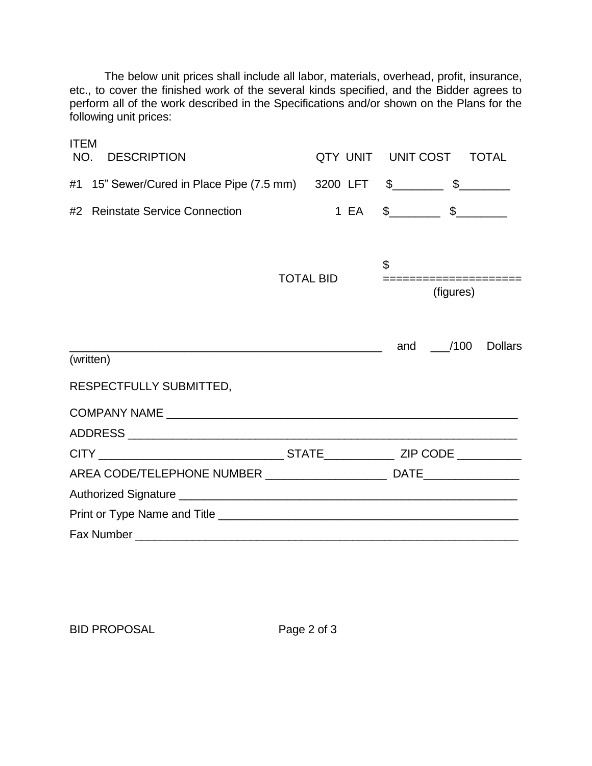The below unit prices shall include all labor, materials, overhead, profit, insurance, etc., to cover the finished work of the several kinds specified, and the Bidder agrees to perform all of the work described in the Specifications and/or shown on the Plans for the following unit prices:

| ITEM NO. | DESCRIPTION | QTY | UNIT | UNIT COST | TOTAL |
|---|---|---|---|---|---|
| #1 | 15" Sewer/Cured in Place Pipe (7.5 mm) | 3200 | LFT | $________ | $________ |
| #2 | Reinstate Service Connection | 1 | EA | $________ | $________ |

TOTAL BID $ ====================
(figures)

__________________________________________________ and ___/100 Dollars
(written)

RESPECTFULLY SUBMITTED,

COMPANY NAME ________________________________________________________

ADDRESS ______________________________________________________________

CITY _____________________________ STATE___________ ZIP CODE __________

AREA CODE/TELEPHONE NUMBER ___________________ DATE_______________

Authorized Signature ____________________________________________________

Print or Type Name and Title ______________________________________________

Fax Number ____________________________________________________________

BID PROPOSAL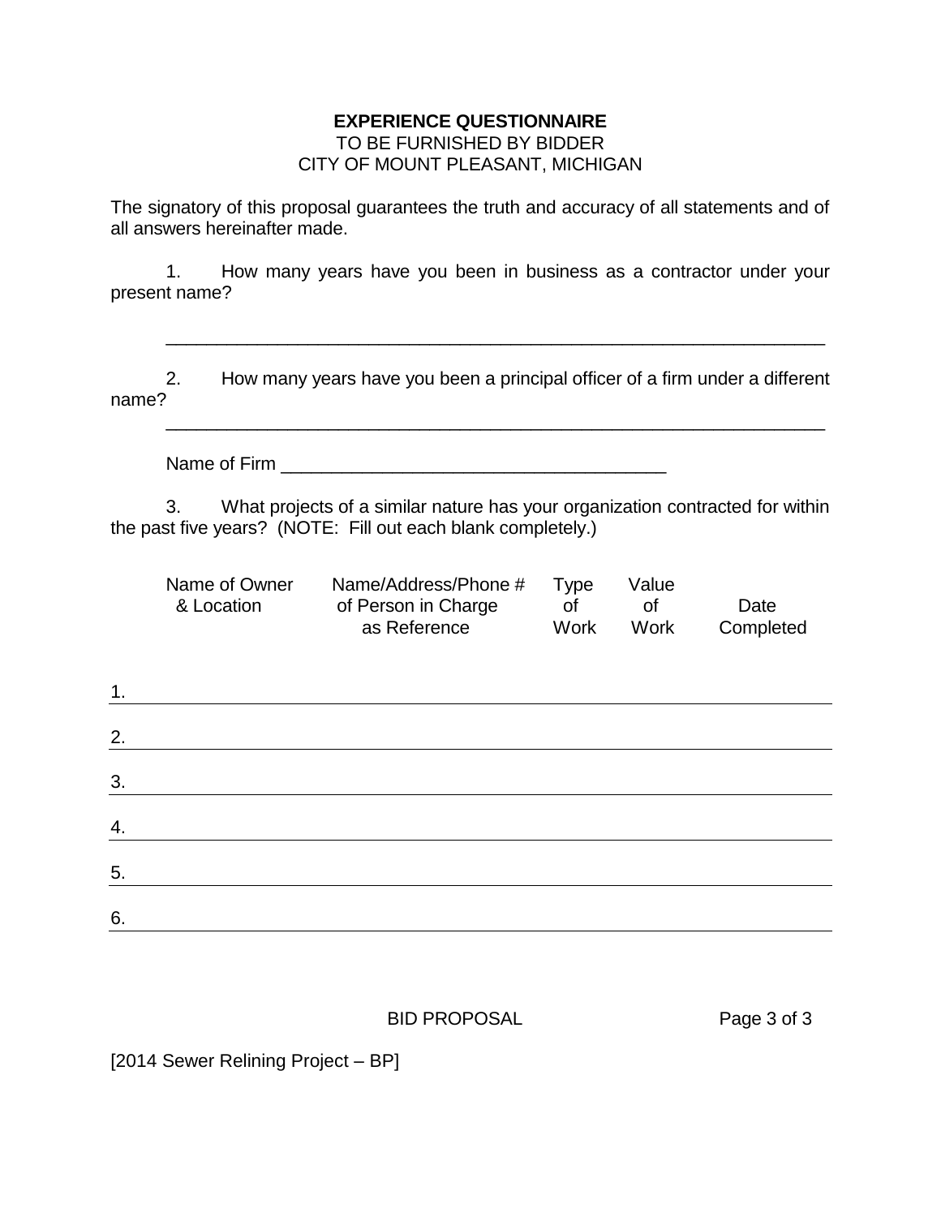**EXPERIENCE QUESTIONNAIRE**

TO BE FURNISHED BY BIDDER

CITY OF MOUNT PLEASANT, MICHIGAN

The signatory of this proposal guarantees the truth and accuracy of all statements and of all answers hereinafter made.

1. How many years have you been in business as a contractor under your present name?

_______________________________________________________________

2. How many years have you been a principal officer of a firm under a different name?

_______________________________________________________________

Name of Firm _____________________________________

3. What projects of a similar nature has your organization contracted for within the past five years? (NOTE: Fill out each blank completely.)

| | Name of Owner & Location | Name/Address/Phone # of Person in Charge as Reference | Type of Work | Value of Work | Date Completed |
|---|---|---|---|---|---|
| 1. | | | | | |
| 2. | | | | | |
| 3. | | | | | |
| 4. | | | | | |
| 5. | | | | | |
| 6. | | | | | |

BID PROPOSAL

[2014 Sewer Relining Project – BP]